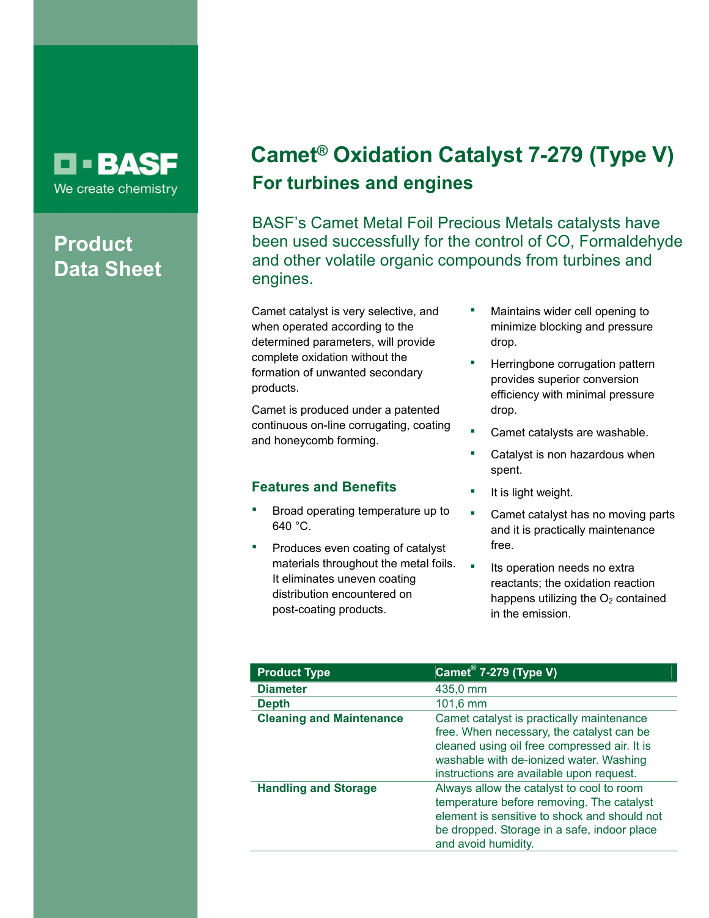BASF
We create chemistry

**Product Data Sheet**

# Camet® Oxidation Catalyst 7-279 (Type V)

## For turbines and engines

BASF's Camet Metal Foil Precious Metals catalysts have been used successfully for the control of CO, Formaldehyde and other volatile organic compounds from turbines and engines.

Camet catalyst is very selective, and when operated according to the determined parameters, will provide complete oxidation without the formation of unwanted secondary products.

Camet is produced under a patented continuous on-line corrugating, coating and honeycomb forming.

### Features and Benefits

- Broad operating temperature up to 640 °C.
- Produces even coating of catalyst materials throughout the metal foils. It eliminates uneven coating distribution encountered on post-coating products.
- Maintains wider cell opening to minimize blocking and pressure drop.
- Herringbone corrugation pattern provides superior conversion efficiency with minimal pressure drop.
- Camet catalysts are washable.
- Catalyst is non hazardous when spent.
- It is light weight.
- Camet catalyst has no moving parts and it is practically maintenance free.
- Its operation needs no extra reactants; the oxidation reaction happens utilizing the $O_2$ contained in the emission.

| Product Type | Camet® 7-279 (Type V) |
| --- | --- |
| Diameter | 435,0 mm |
| Depth | 101,6 mm |
| Cleaning and Maintenance | Camet catalyst is practically maintenance free. When necessary, the catalyst can be cleaned using oil free compressed air. It is washable with de-ionized water. Washing instructions are available upon request. |
| Handling and Storage | Always allow the catalyst to cool to room temperature before removing. The catalyst element is sensitive to shock and should not be dropped. Storage in a safe, indoor place and avoid humidity. |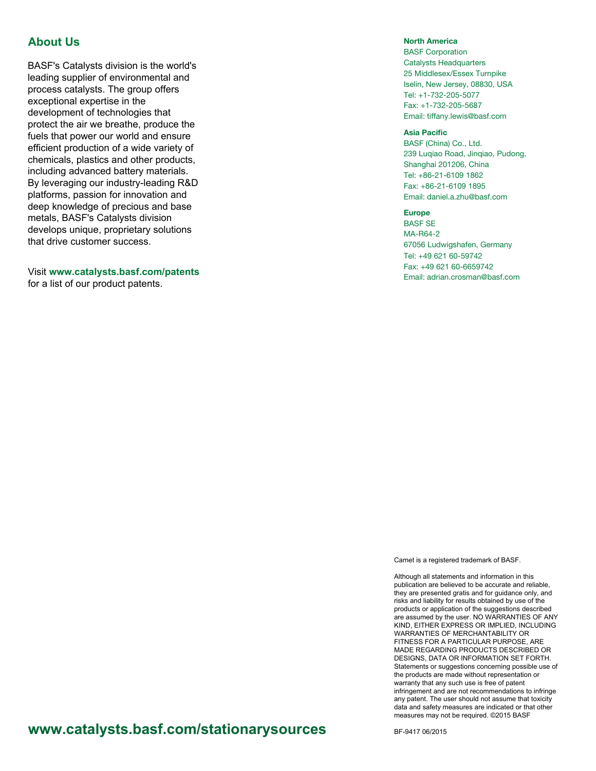## About Us

BASF's Catalysts division is the world's leading supplier of environmental and process catalysts. The group offers exceptional expertise in the development of technologies that protect the air we breathe, produce the fuels that power our world and ensure efficient production of a wide variety of chemicals, plastics and other products, including advanced battery materials. By leveraging our industry-leading R&D platforms, passion for innovation and deep knowledge of precious and base metals, BASF's Catalysts division develops unique, proprietary solutions that drive customer success.

Visit **www.catalysts.basf.com/patents** for a list of our product patents.

**North America**
BASF Corporation
Catalysts Headquarters
25 Middlesex/Essex Turnpike
Iselin, New Jersey, 08830, USA
Tel: +1-732-205-5077
Fax: +1-732-205-5687
Email: tiffany.lewis@basf.com

**Asia Pacific**
BASF (China) Co., Ltd.
239 Luqiao Road, Jinqiao, Pudong,
Shanghai 201206, China
Tel: +86-21-6109 1862
Fax: +86-21-6109 1895
Email: daniel.a.zhu@basf.com

**Europe**
BASF SE
MA-R64-2
67056 Ludwigshafen, Germany
Tel: +49 621 60-59742
Fax: +49 621 60-6659742
Email: adrian.crosman@basf.com

Camet is a registered trademark of BASF.

Although all statements and information in this publication are believed to be accurate and reliable, they are presented gratis and for guidance only, and risks and liability for results obtained by use of the products or application of the suggestions described are assumed by the user. NO WARRANTIES OF ANY KIND, EITHER EXPRESS OR IMPLIED, INCLUDING WARRANTIES OF MERCHANTABILITY OR FITNESS FOR A PARTICULAR PURPOSE, ARE MADE REGARDING PRODUCTS DESCRIBED OR DESIGNS, DATA OR INFORMATION SET FORTH. Statements or suggestions concerning possible use of the products are made without representation or warranty that any such use is free of patent infringement and are not recommendations to infringe any patent. The user should not assume that toxicity data and safety measures are indicated or that other measures may not be required. ©2015 BASF

**www.catalysts.basf.com/stationarysources**

BF-9417 06/2015